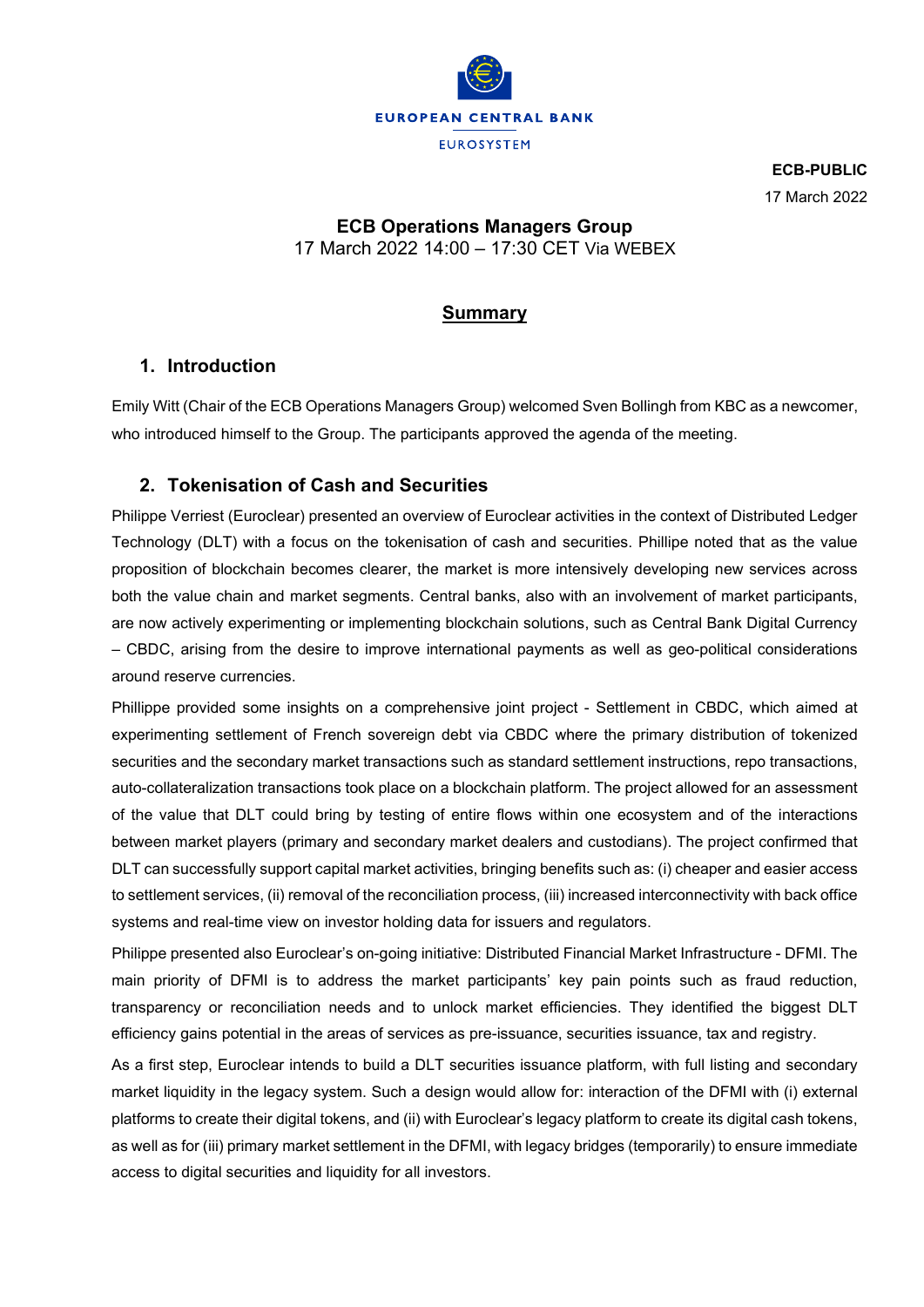EUROPEAN CENTRAL BANK

EUROSYSTEM

**ECB-PUBLIC**

17 March 2022

**ECB Operations Managers Group**
17 March 2022 14:00 – 17:30 CET Via WEBEX

# Summary

## 1. Introduction

Emily Witt (Chair of the ECB Operations Managers Group) welcomed Sven Bollingh from KBC as a newcomer, who introduced himself to the Group. The participants approved the agenda of the meeting.

## 2. Tokenisation of Cash and Securities

Philippe Verriest (Euroclear) presented an overview of Euroclear activities in the context of Distributed Ledger Technology (DLT) with a focus on the tokenisation of cash and securities. Phillipe noted that as the value proposition of blockchain becomes clearer, the market is more intensively developing new services across both the value chain and market segments. Central banks, also with an involvement of market participants, are now actively experimenting or implementing blockchain solutions, such as Central Bank Digital Currency – CBDC, arising from the desire to improve international payments as well as geo-political considerations around reserve currencies.

Phillippe provided some insights on a comprehensive joint project - Settlement in CBDC, which aimed at experimenting settlement of French sovereign debt via CBDC where the primary distribution of tokenized securities and the secondary market transactions such as standard settlement instructions, repo transactions, auto-collateralization transactions took place on a blockchain platform. The project allowed for an assessment of the value that DLT could bring by testing of entire flows within one ecosystem and of the interactions between market players (primary and secondary market dealers and custodians). The project confirmed that DLT can successfully support capital market activities, bringing benefits such as: (i) cheaper and easier access to settlement services, (ii) removal of the reconciliation process, (iii) increased interconnectivity with back office systems and real-time view on investor holding data for issuers and regulators.

Philippe presented also Euroclear's on-going initiative: Distributed Financial Market Infrastructure - DFMI. The main priority of DFMI is to address the market participants' key pain points such as fraud reduction, transparency or reconciliation needs and to unlock market efficiencies. They identified the biggest DLT efficiency gains potential in the areas of services as pre-issuance, securities issuance, tax and registry.

As a first step, Euroclear intends to build a DLT securities issuance platform, with full listing and secondary market liquidity in the legacy system. Such a design would allow for: interaction of the DFMI with (i) external platforms to create their digital tokens, and (ii) with Euroclear's legacy platform to create its digital cash tokens, as well as for (iii) primary market settlement in the DFMI, with legacy bridges (temporarily) to ensure immediate access to digital securities and liquidity for all investors.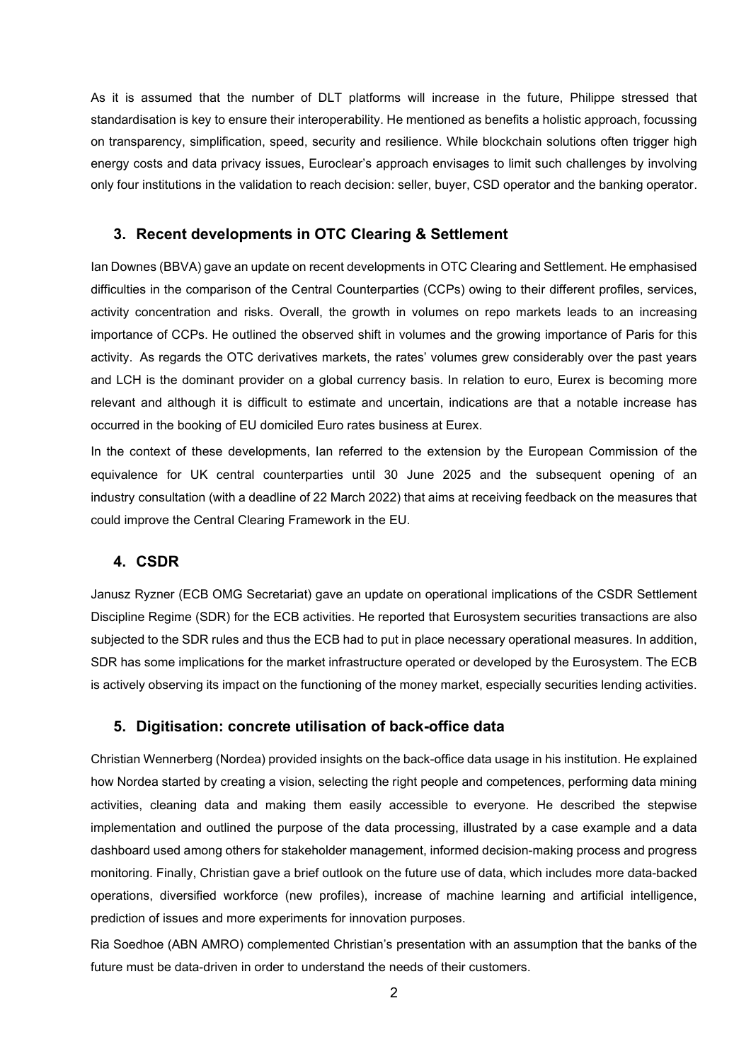As it is assumed that the number of DLT platforms will increase in the future, Philippe stressed that standardisation is key to ensure their interoperability. He mentioned as benefits a holistic approach, focussing on transparency, simplification, speed, security and resilience. While blockchain solutions often trigger high energy costs and data privacy issues, Euroclear's approach envisages to limit such challenges by involving only four institutions in the validation to reach decision: seller, buyer, CSD operator and the banking operator.

## 3. Recent developments in OTC Clearing & Settlement

Ian Downes (BBVA) gave an update on recent developments in OTC Clearing and Settlement. He emphasised difficulties in the comparison of the Central Counterparties (CCPs) owing to their different profiles, services, activity concentration and risks. Overall, the growth in volumes on repo markets leads to an increasing importance of CCPs. He outlined the observed shift in volumes and the growing importance of Paris for this activity. As regards the OTC derivatives markets, the rates' volumes grew considerably over the past years and LCH is the dominant provider on a global currency basis. In relation to euro, Eurex is becoming more relevant and although it is difficult to estimate and uncertain, indications are that a notable increase has occurred in the booking of EU domiciled Euro rates business at Eurex.

In the context of these developments, Ian referred to the extension by the European Commission of the equivalence for UK central counterparties until 30 June 2025 and the subsequent opening of an industry consultation (with a deadline of 22 March 2022) that aims at receiving feedback on the measures that could improve the Central Clearing Framework in the EU.

## 4. CSDR

Janusz Ryzner (ECB OMG Secretariat) gave an update on operational implications of the CSDR Settlement Discipline Regime (SDR) for the ECB activities. He reported that Eurosystem securities transactions are also subjected to the SDR rules and thus the ECB had to put in place necessary operational measures. In addition, SDR has some implications for the market infrastructure operated or developed by the Eurosystem. The ECB is actively observing its impact on the functioning of the money market, especially securities lending activities.

## 5. Digitisation: concrete utilisation of back-office data

Christian Wennerberg (Nordea) provided insights on the back-office data usage in his institution. He explained how Nordea started by creating a vision, selecting the right people and competences, performing data mining activities, cleaning data and making them easily accessible to everyone. He described the stepwise implementation and outlined the purpose of the data processing, illustrated by a case example and a data dashboard used among others for stakeholder management, informed decision-making process and progress monitoring. Finally, Christian gave a brief outlook on the future use of data, which includes more data-backed operations, diversified workforce (new profiles), increase of machine learning and artificial intelligence, prediction of issues and more experiments for innovation purposes.

Ria Soedhoe (ABN AMRO) complemented Christian's presentation with an assumption that the banks of the future must be data-driven in order to understand the needs of their customers.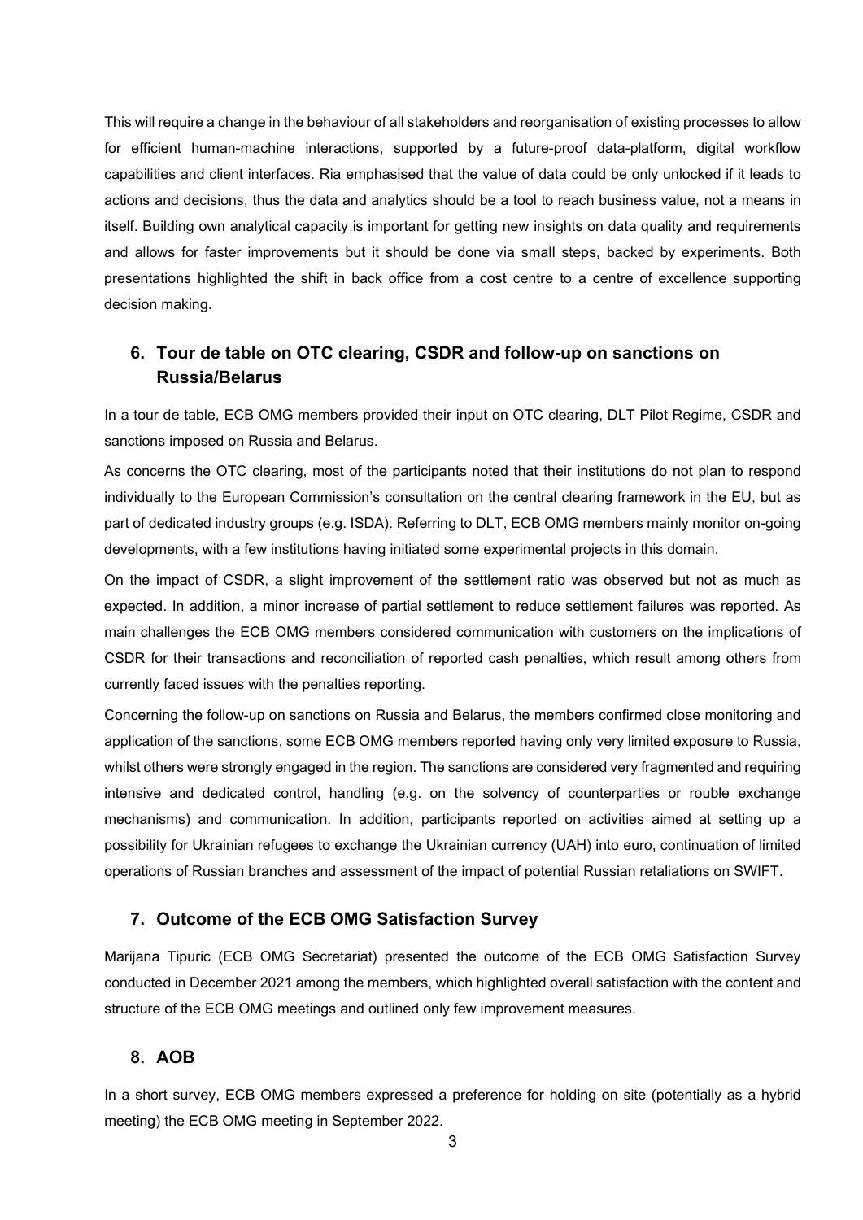This will require a change in the behaviour of all stakeholders and reorganisation of existing processes to allow for efficient human-machine interactions, supported by a future-proof data-platform, digital workflow capabilities and client interfaces. Ria emphasised that the value of data could be only unlocked if it leads to actions and decisions, thus the data and analytics should be a tool to reach business value, not a means in itself. Building own analytical capacity is important for getting new insights on data quality and requirements and allows for faster improvements but it should be done via small steps, backed by experiments. Both presentations highlighted the shift in back office from a cost centre to a centre of excellence supporting decision making.

## 6. Tour de table on OTC clearing, CSDR and follow-up on sanctions on Russia/Belarus

In a tour de table, ECB OMG members provided their input on OTC clearing, DLT Pilot Regime, CSDR and sanctions imposed on Russia and Belarus.

As concerns the OTC clearing, most of the participants noted that their institutions do not plan to respond individually to the European Commission's consultation on the central clearing framework in the EU, but as part of dedicated industry groups (e.g. ISDA). Referring to DLT, ECB OMG members mainly monitor on-going developments, with a few institutions having initiated some experimental projects in this domain.

On the impact of CSDR, a slight improvement of the settlement ratio was observed but not as much as expected. In addition, a minor increase of partial settlement to reduce settlement failures was reported. As main challenges the ECB OMG members considered communication with customers on the implications of CSDR for their transactions and reconciliation of reported cash penalties, which result among others from currently faced issues with the penalties reporting.

Concerning the follow-up on sanctions on Russia and Belarus, the members confirmed close monitoring and application of the sanctions, some ECB OMG members reported having only very limited exposure to Russia, whilst others were strongly engaged in the region. The sanctions are considered very fragmented and requiring intensive and dedicated control, handling (e.g. on the solvency of counterparties or rouble exchange mechanisms) and communication. In addition, participants reported on activities aimed at setting up a possibility for Ukrainian refugees to exchange the Ukrainian currency (UAH) into euro, continuation of limited operations of Russian branches and assessment of the impact of potential Russian retaliations on SWIFT.

## 7. Outcome of the ECB OMG Satisfaction Survey

Marijana Tipuric (ECB OMG Secretariat) presented the outcome of the ECB OMG Satisfaction Survey conducted in December 2021 among the members, which highlighted overall satisfaction with the content and structure of the ECB OMG meetings and outlined only few improvement measures.

## 8. AOB

In a short survey, ECB OMG members expressed a preference for holding on site (potentially as a hybrid meeting) the ECB OMG meeting in September 2022.